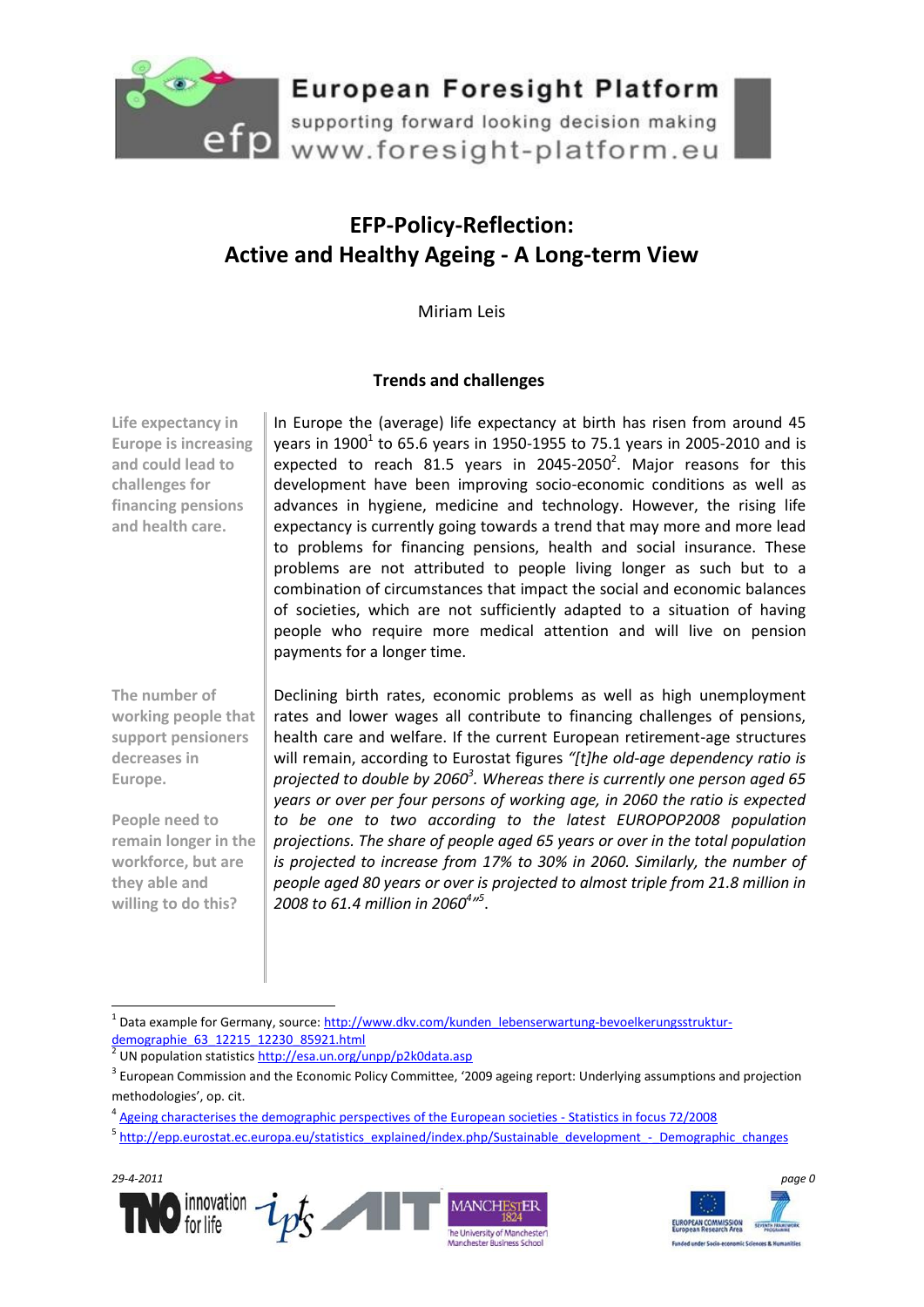# EFP-Policy-Reflection: Active and Healthy Ageing - A Long-term View

Miriam Leis

## Trends and challenges

**Life expectancy in Europe is increasing and could lead to challenges for financing pensions and health care.**

In Europe the (average) life expectancy at birth has risen from around 45 years in 1900[1] to 65.6 years in 1950-1955 to 75.1 years in 2005-2010 and is expected to reach 81.5 years in 2045-2050[2]. Major reasons for this development have been improving socio-economic conditions as well as advances in hygiene, medicine and technology. However, the rising life expectancy is currently going towards a trend that may more and more lead to problems for financing pensions, health and social insurance. These problems are not attributed to people living longer as such but to a combination of circumstances that impact the social and economic balances of societies, which are not sufficiently adapted to a situation of having people who require more medical attention and will live on pension payments for a longer time.

**The number of working people that support pensioners decreases in Europe.**

**People need to remain longer in the workforce, but are they able and willing to do this?**

Declining birth rates, economic problems as well as high unemployment rates and lower wages all contribute to financing challenges of pensions, health care and welfare. If the current European retirement-age structures will remain, according to Eurostat figures *"[t]he old-age dependency ratio is projected to double by 2060[3]. Whereas there is currently one person aged 65 years or over per four persons of working age, in 2060 the ratio is expected to be one to two according to the latest EUROPOP2008 population projections. The share of people aged 65 years or over in the total population is projected to increase from 17% to 30% in 2060. Similarly, the number of people aged 80 years or over is projected to almost triple from 21.8 million in 2008 to 61.4 million in 2060[4]"[5]*.

---

[1] Data example for Germany, source: http://www.dkv.com/kunden_lebenserwartung-bevoelkerungsstruktur-demographie_63_12215_12230_85921.html

[2] UN population statistics http://esa.un.org/unpp/p2k0data.asp

[3] European Commission and the Economic Policy Committee, '2009 ageing report: Underlying assumptions and projection methodologies', op. cit.

[4] Ageing characterises the demographic perspectives of the European societies - Statistics in focus 72/2008

[5] http://epp.eurostat.ec.europa.eu/statistics_explained/index.php/Sustainable_development_-_Demographic_changes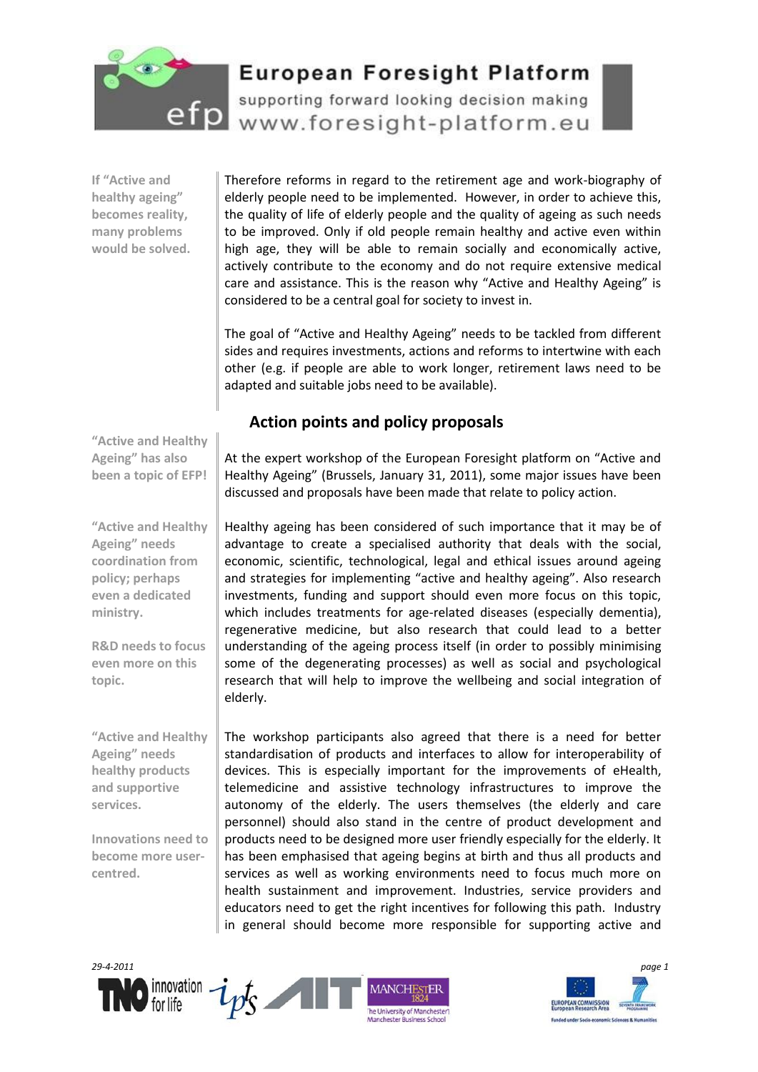If "Active and healthy ageing" becomes reality, many problems would be solved.

Therefore reforms in regard to the retirement age and work-biography of elderly people need to be implemented. However, in order to achieve this, the quality of life of elderly people and the quality of ageing as such needs to be improved. Only if old people remain healthy and active even within high age, they will be able to remain socially and economically active, actively contribute to the economy and do not require extensive medical care and assistance. This is the reason why "Active and Healthy Ageing" is considered to be a central goal for society to invest in.

The goal of "Active and Healthy Ageing" needs to be tackled from different sides and requires investments, actions and reforms to intertwine with each other (e.g. if people are able to work longer, retirement laws need to be adapted and suitable jobs need to be available).

## Action points and policy proposals

"Active and Healthy Ageing" has also been a topic of EFP!

At the expert workshop of the European Foresight platform on "Active and Healthy Ageing" (Brussels, January 31, 2011), some major issues have been discussed and proposals have been made that relate to policy action.

"Active and Healthy Ageing" needs coordination from policy; perhaps even a dedicated ministry.

R&D needs to focus even more on this topic.

Healthy ageing has been considered of such importance that it may be of advantage to create a specialised authority that deals with the social, economic, scientific, technological, legal and ethical issues around ageing and strategies for implementing "active and healthy ageing". Also research investments, funding and support should even more focus on this topic, which includes treatments for age-related diseases (especially dementia), regenerative medicine, but also research that could lead to a better understanding of the ageing process itself (in order to possibly minimising some of the degenerating processes) as well as social and psychological research that will help to improve the wellbeing and social integration of elderly.

"Active and Healthy Ageing" needs healthy products and supportive services.

Innovations need to become more user-centred.

The workshop participants also agreed that there is a need for better standardisation of products and interfaces to allow for interoperability of devices. This is especially important for the improvements of eHealth, telemedicine and assistive technology infrastructures to improve the autonomy of the elderly. The users themselves (the elderly and care personnel) should also stand in the centre of product development and products need to be designed more user friendly especially for the elderly. It has been emphasised that ageing begins at birth and thus all products and services as well as working environments need to focus much more on health sustainment and improvement. Industries, service providers and educators need to get the right incentives for following this path. Industry in general should become more responsible for supporting active and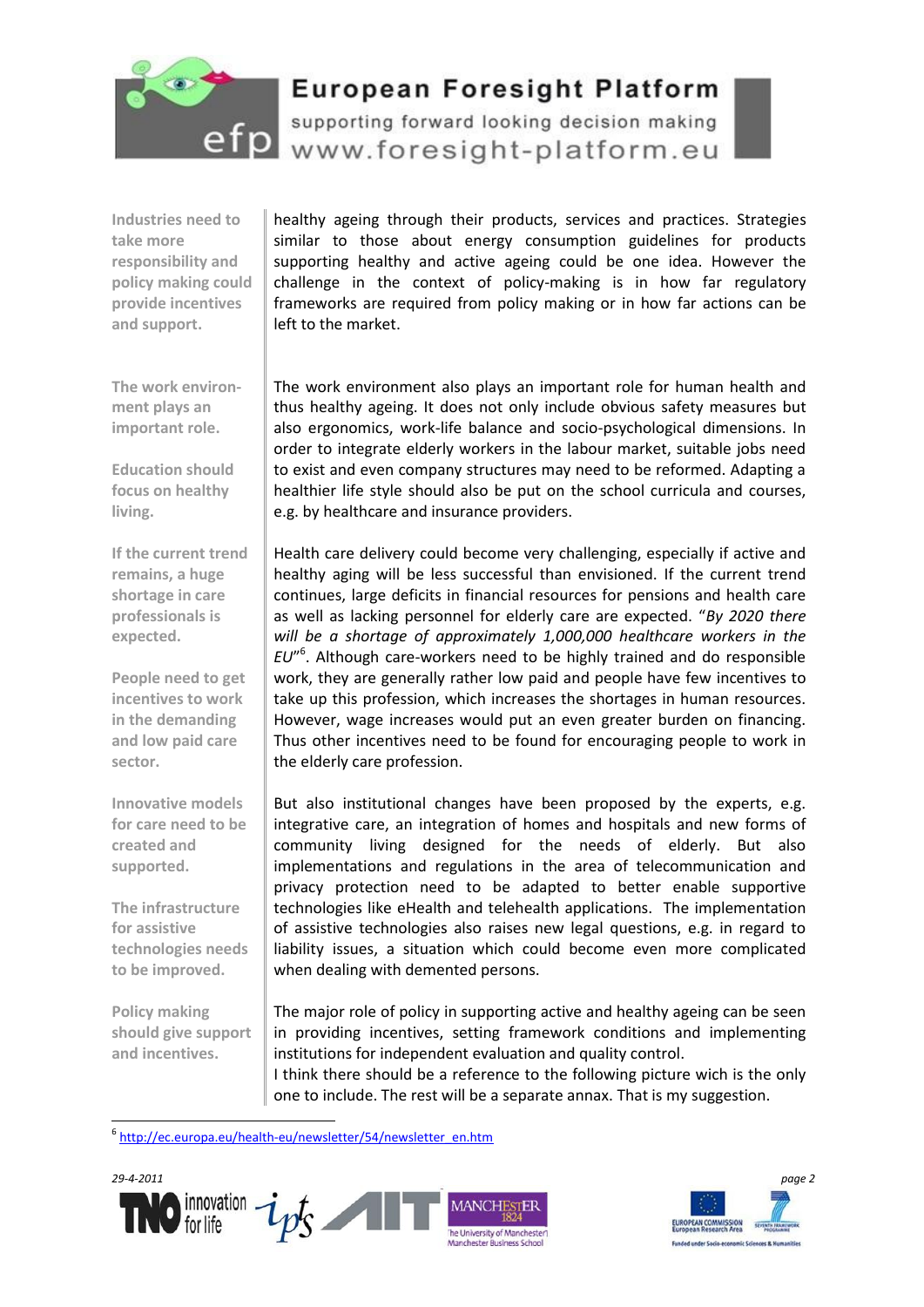**Industries need to take more responsibility and policy making could provide incentives and support.**

healthy ageing through their products, services and practices. Strategies similar to those about energy consumption guidelines for products supporting healthy and active ageing could be one idea. However the challenge in the context of policy-making is in how far regulatory frameworks are required from policy making or in how far actions can be left to the market.

**The work environment plays an important role.**

**Education should focus on healthy living.**

The work environment also plays an important role for human health and thus healthy ageing. It does not only include obvious safety measures but also ergonomics, work-life balance and socio-psychological dimensions. In order to integrate elderly workers in the labour market, suitable jobs need to exist and even company structures may need to be reformed. Adapting a healthier life style should also be put on the school curricula and courses, e.g. by healthcare and insurance providers.

**If the current trend remains, a huge shortage in care professionals is expected.**

**People need to get incentives to work in the demanding and low paid care sector.**

Health care delivery could become very challenging, especially if active and healthy aging will be less successful than envisioned. If the current trend continues, large deficits in financial resources for pensions and health care as well as lacking personnel for elderly care are expected. "*By 2020 there will be a shortage of approximately 1,000,000 healthcare workers in the EU*"[6]. Although care-workers need to be highly trained and do responsible work, they are generally rather low paid and people have few incentives to take up this profession, which increases the shortages in human resources. However, wage increases would put an even greater burden on financing. Thus other incentives need to be found for encouraging people to work in the elderly care profession.

**Innovative models for care need to be created and supported.**

**The infrastructure for assistive technologies needs to be improved.**

But also institutional changes have been proposed by the experts, e.g. integrative care, an integration of homes and hospitals and new forms of community living designed for the needs of elderly. But also implementations and regulations in the area of telecommunication and privacy protection need to be adapted to better enable supportive technologies like eHealth and telehealth applications. The implementation of assistive technologies also raises new legal questions, e.g. in regard to liability issues, a situation which could become even more complicated when dealing with demented persons.

**Policy making should give support and incentives.**

The major role of policy in supporting active and healthy ageing can be seen in providing incentives, setting framework conditions and implementing institutions for independent evaluation and quality control.
I think there should be a reference to the following picture wich is the only one to include. The rest will be a separate annax. That is my suggestion.

---

[6] http://ec.europa.eu/health-eu/newsletter/54/newsletter_en.htm

29-4-2011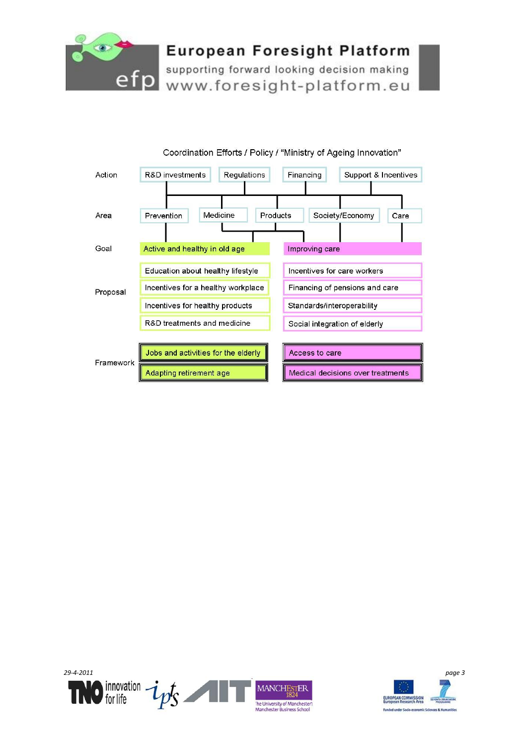Coordination Efforts / Policy / "Ministry of Ageing Innovation"

Action

R&D investments

Regulations

Financing

Support & Incentives

Area

Prevention

Medicine

Products

Society/Economy

Care

Goal

Active and healthy in old age

Improving care

Proposal

Education about healthy lifestyle

Incentives for a healthy workplace

Incentives for healthy products

R&D treatments and medicine

Incentives for care workers

Financing of pensions and care

Standards/interoperability

Social integration of elderly

Framework

Jobs and activities for the elderly

Adapting retirement age

Access to care

Medical decisions over treatments